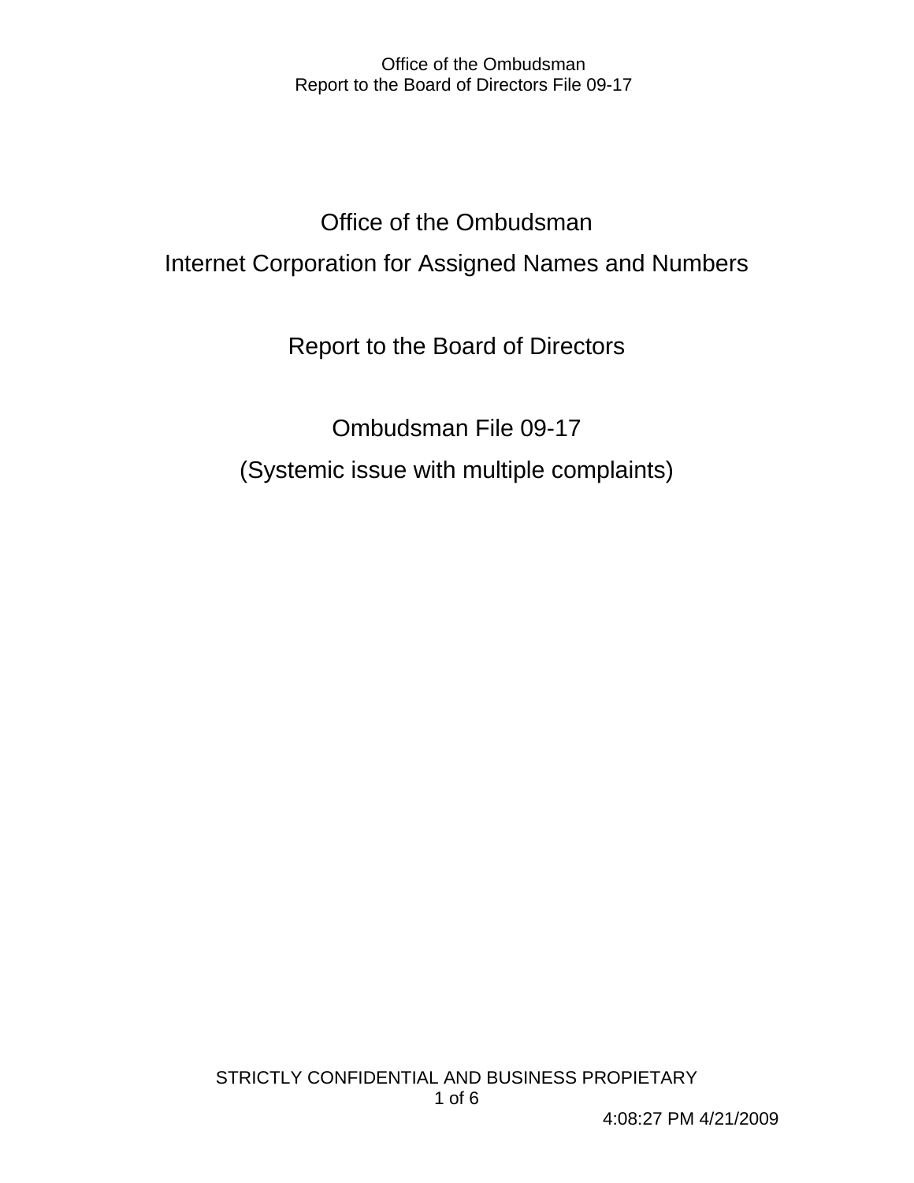# Office of the Ombudsman

# Internet Corporation for Assigned Names and Numbers

## Report to the Board of Directors

## Ombudsman File 09-17

## (Systemic issue with multiple complaints)

STRICTLY CONFIDENTIAL AND BUSINESS PROPIETARY

4:08:27 PM 4/21/2009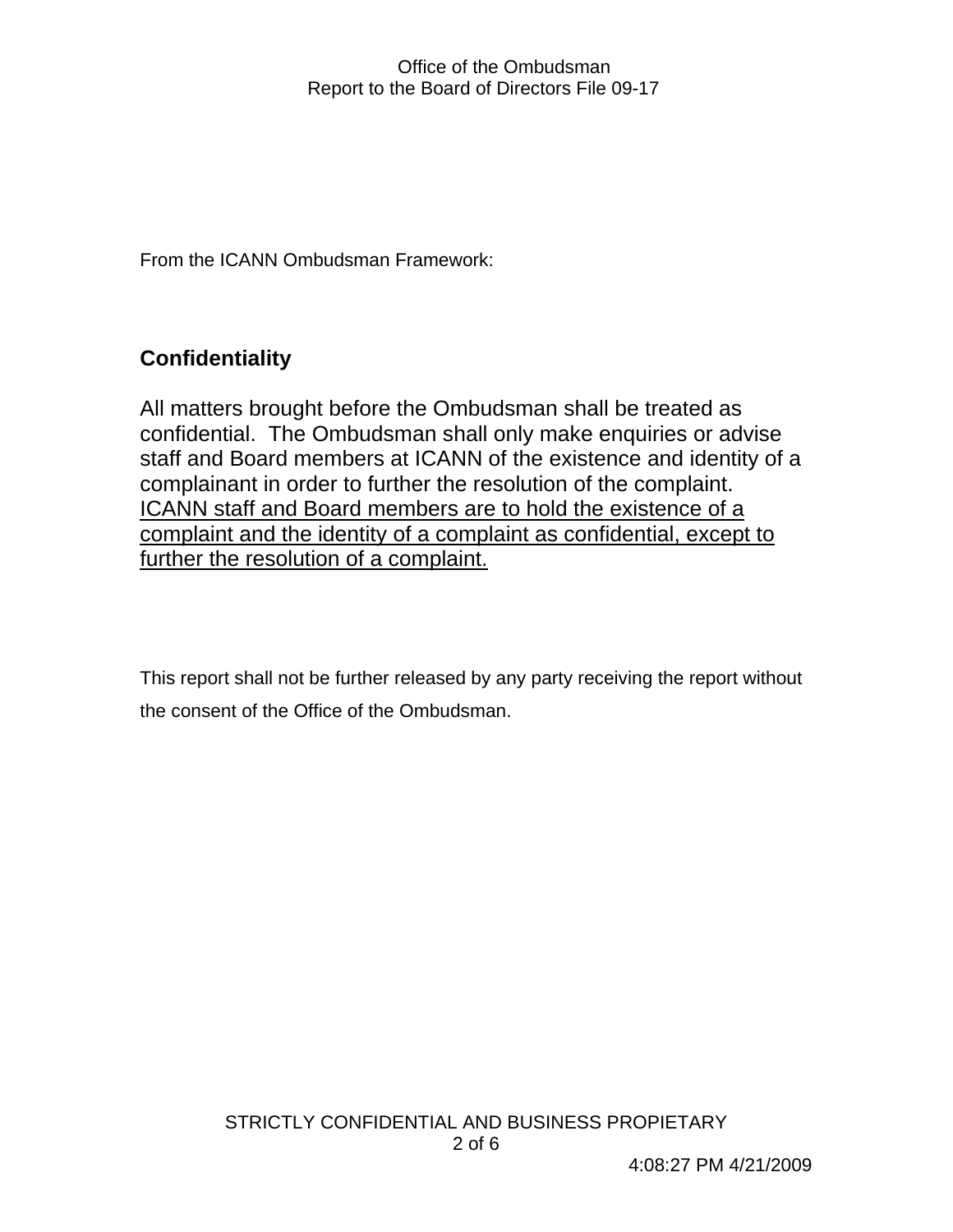From the ICANN Ombudsman Framework:

## Confidentiality

All matters brought before the Ombudsman shall be treated as confidential. The Ombudsman shall only make enquiries or advise staff and Board members at ICANN of the existence and identity of a complainant in order to further the resolution of the complaint. <u>ICANN staff and Board members are to hold the existence of a complaint and the identity of a complaint as confidential, except to further the resolution of a complaint.</u>

This report shall not be further released by any party receiving the report without the consent of the Office of the Ombudsman.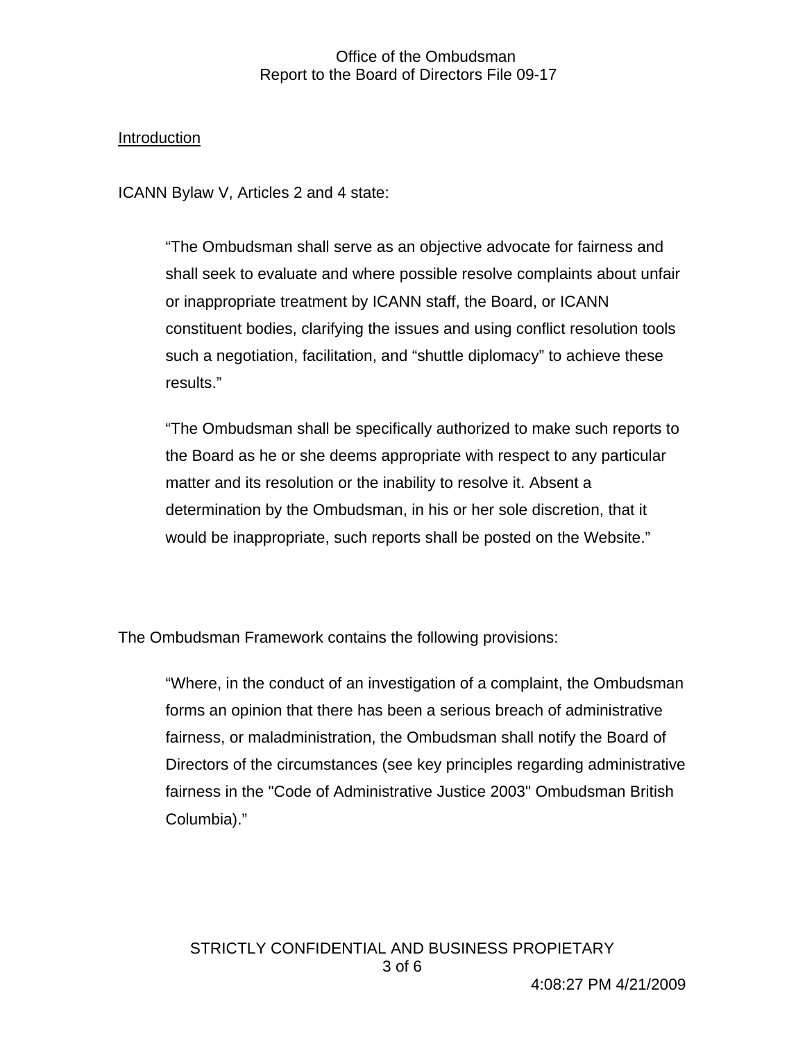## Introduction

ICANN Bylaw V, Articles 2 and 4 state:

> "The Ombudsman shall serve as an objective advocate for fairness and shall seek to evaluate and where possible resolve complaints about unfair or inappropriate treatment by ICANN staff, the Board, or ICANN constituent bodies, clarifying the issues and using conflict resolution tools such a negotiation, facilitation, and "shuttle diplomacy" to achieve these results."
>
> "The Ombudsman shall be specifically authorized to make such reports to the Board as he or she deems appropriate with respect to any particular matter and its resolution or the inability to resolve it. Absent a determination by the Ombudsman, in his or her sole discretion, that it would be inappropriate, such reports shall be posted on the Website."

The Ombudsman Framework contains the following provisions:

> "Where, in the conduct of an investigation of a complaint, the Ombudsman forms an opinion that there has been a serious breach of administrative fairness, or maladministration, the Ombudsman shall notify the Board of Directors of the circumstances (see key principles regarding administrative fairness in the "Code of Administrative Justice 2003" Ombudsman British Columbia)."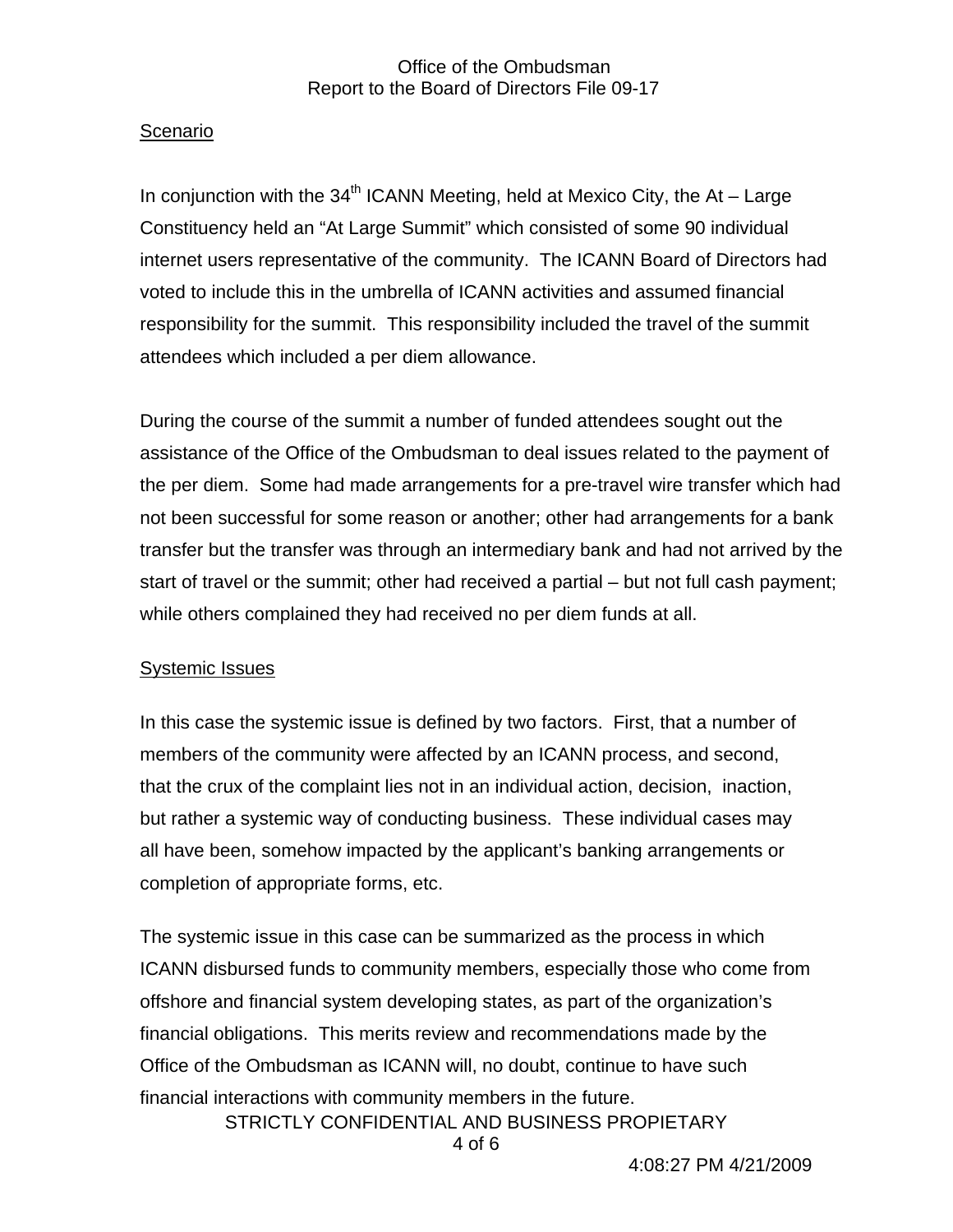## Scenario

In conjunction with the 34th ICANN Meeting, held at Mexico City, the At – Large Constituency held an "At Large Summit" which consisted of some 90 individual internet users representative of the community. The ICANN Board of Directors had voted to include this in the umbrella of ICANN activities and assumed financial responsibility for the summit. This responsibility included the travel of the summit attendees which included a per diem allowance.

During the course of the summit a number of funded attendees sought out the assistance of the Office of the Ombudsman to deal issues related to the payment of the per diem. Some had made arrangements for a pre-travel wire transfer which had not been successful for some reason or another; other had arrangements for a bank transfer but the transfer was through an intermediary bank and had not arrived by the start of travel or the summit; other had received a partial – but not full cash payment; while others complained they had received no per diem funds at all.

## Systemic Issues

In this case the systemic issue is defined by two factors. First, that a number of members of the community were affected by an ICANN process, and second, that the crux of the complaint lies not in an individual action, decision, inaction, but rather a systemic way of conducting business. These individual cases may all have been, somehow impacted by the applicant's banking arrangements or completion of appropriate forms, etc.

The systemic issue in this case can be summarized as the process in which ICANN disbursed funds to community members, especially those who come from offshore and financial system developing states, as part of the organization's financial obligations. This merits review and recommendations made by the Office of the Ombudsman as ICANN will, no doubt, continue to have such financial interactions with community members in the future.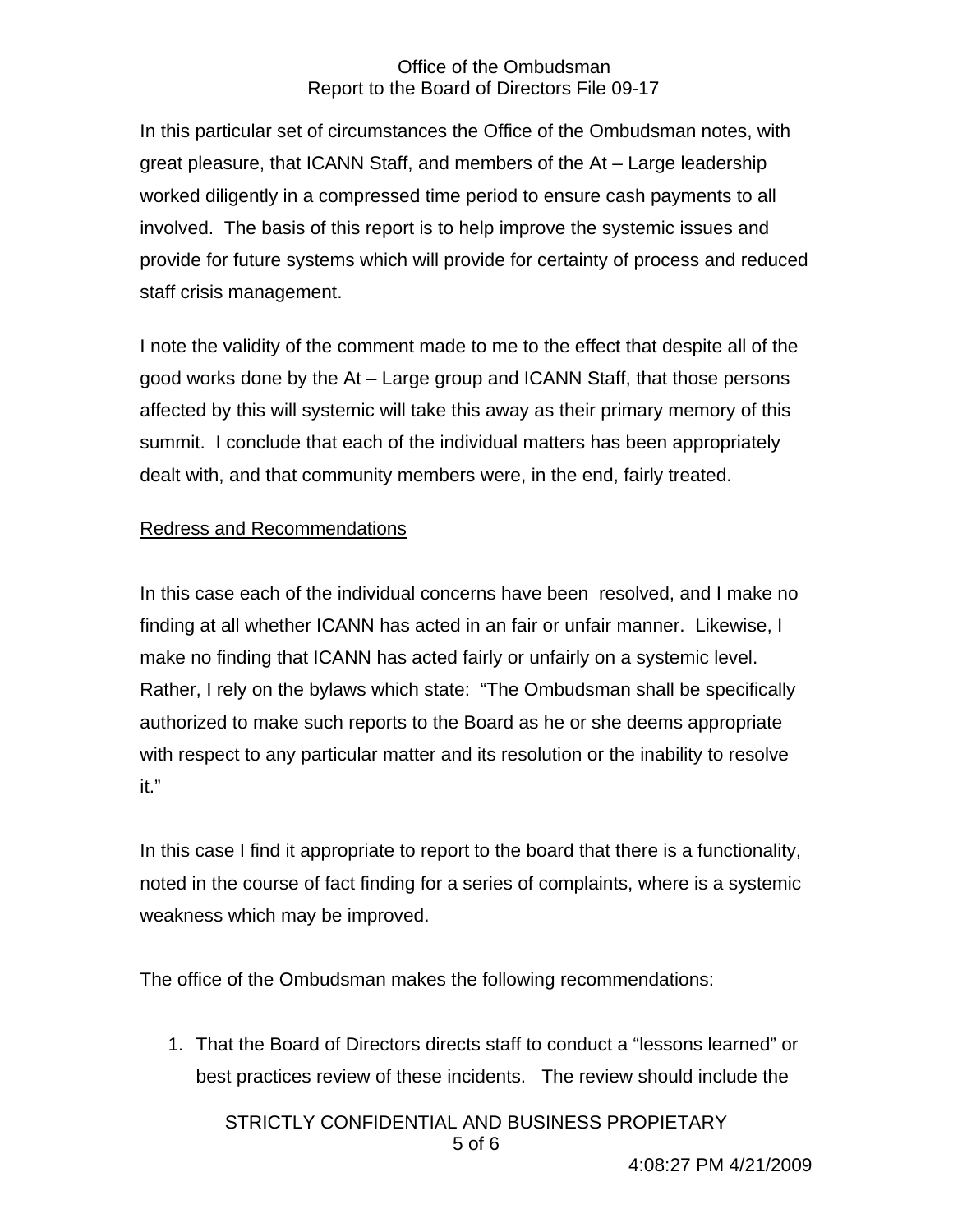In this particular set of circumstances the Office of the Ombudsman notes, with great pleasure, that ICANN Staff, and members of the At – Large leadership worked diligently in a compressed time period to ensure cash payments to all involved. The basis of this report is to help improve the systemic issues and provide for future systems which will provide for certainty of process and reduced staff crisis management.

I note the validity of the comment made to me to the effect that despite all of the good works done by the At – Large group and ICANN Staff, that those persons affected by this will systemic will take this away as their primary memory of this summit. I conclude that each of the individual matters has been appropriately dealt with, and that community members were, in the end, fairly treated.

## Redress and Recommendations

In this case each of the individual concerns have been resolved, and I make no finding at all whether ICANN has acted in an fair or unfair manner. Likewise, I make no finding that ICANN has acted fairly or unfairly on a systemic level. Rather, I rely on the bylaws which state: "The Ombudsman shall be specifically authorized to make such reports to the Board as he or she deems appropriate with respect to any particular matter and its resolution or the inability to resolve it."

In this case I find it appropriate to report to the board that there is a functionality, noted in the course of fact finding for a series of complaints, where is a systemic weakness which may be improved.

The office of the Ombudsman makes the following recommendations:

1. That the Board of Directors directs staff to conduct a "lessons learned" or best practices review of these incidents. The review should include the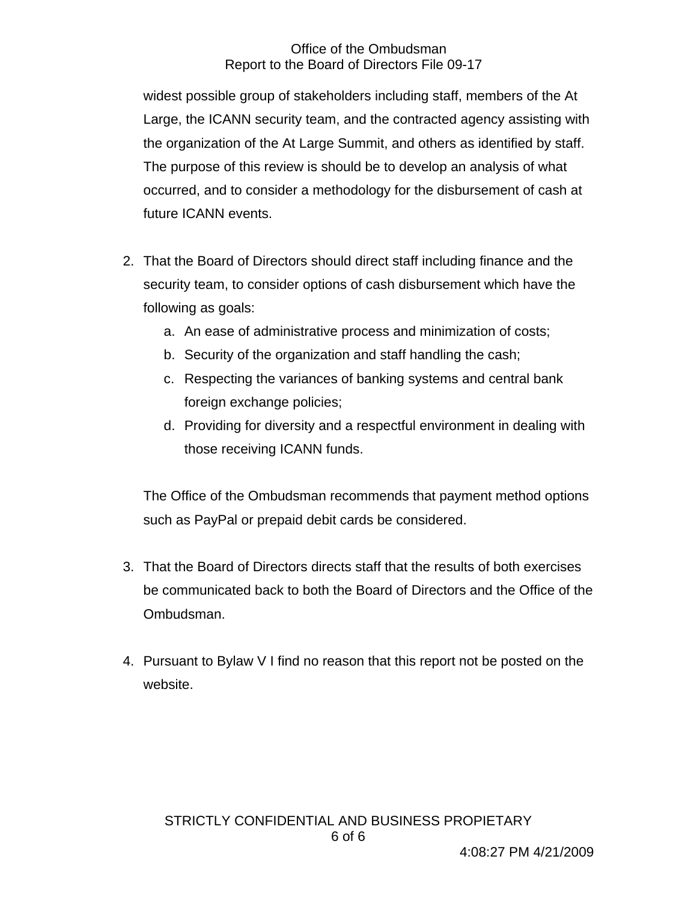widest possible group of stakeholders including staff, members of the At Large, the ICANN security team, and the contracted agency assisting with the organization of the At Large Summit, and others as identified by staff. The purpose of this review is should be to develop an analysis of what occurred, and to consider a methodology for the disbursement of cash at future ICANN events.

2. That the Board of Directors should direct staff including finance and the security team, to consider options of cash disbursement which have the following as goals:
   a. An ease of administrative process and minimization of costs;
   b. Security of the organization and staff handling the cash;
   c. Respecting the variances of banking systems and central bank foreign exchange policies;
   d. Providing for diversity and a respectful environment in dealing with those receiving ICANN funds.

   The Office of the Ombudsman recommends that payment method options such as PayPal or prepaid debit cards be considered.

3. That the Board of Directors directs staff that the results of both exercises be communicated back to both the Board of Directors and the Office of the Ombudsman.

4. Pursuant to Bylaw V I find no reason that this report not be posted on the website.